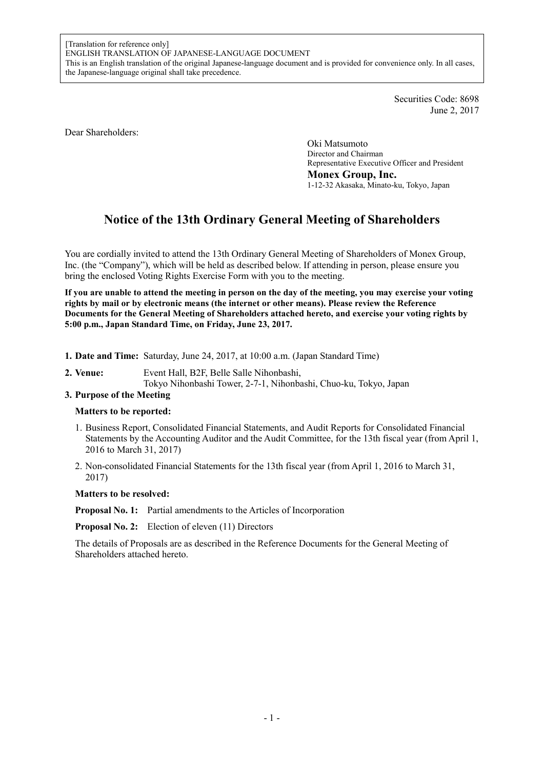[Translation for reference only]
ENGLISH TRANSLATION OF JAPANESE-LANGUAGE DOCUMENT
This is an English translation of the original Japanese-language document and is provided for convenience only. In all cases, the Japanese-language original shall take precedence.

Securities Code: 8698
June 2, 2017

Dear Shareholders:

Oki Matsumoto
Director and Chairman
Representative Executive Officer and President
**Monex Group, Inc.**
1-12-32 Akasaka, Minato-ku, Tokyo, Japan

# Notice of the 13th Ordinary General Meeting of Shareholders

You are cordially invited to attend the 13th Ordinary General Meeting of Shareholders of Monex Group, Inc. (the "Company"), which will be held as described below. If attending in person, please ensure you bring the enclosed Voting Rights Exercise Form with you to the meeting.

**If you are unable to attend the meeting in person on the day of the meeting, you may exercise your voting rights by mail or by electronic means (the internet or other means). Please review the Reference Documents for the General Meeting of Shareholders attached hereto, and exercise your voting rights by 5:00 p.m., Japan Standard Time, on Friday, June 23, 2017.**

**1. Date and Time:** Saturday, June 24, 2017, at 10:00 a.m. (Japan Standard Time)

**2. Venue:** Event Hall, B2F, Belle Salle Nihonbashi,
Tokyo Nihonbashi Tower, 2-7-1, Nihonbashi, Chuo-ku, Tokyo, Japan

**3. Purpose of the Meeting**

**Matters to be reported:**

1. Business Report, Consolidated Financial Statements, and Audit Reports for Consolidated Financial Statements by the Accounting Auditor and the Audit Committee, for the 13th fiscal year (from April 1, 2016 to March 31, 2017)
2. Non-consolidated Financial Statements for the 13th fiscal year (from April 1, 2016 to March 31, 2017)

**Matters to be resolved:**

**Proposal No. 1:** Partial amendments to the Articles of Incorporation

**Proposal No. 2:** Election of eleven (11) Directors

The details of Proposals are as described in the Reference Documents for the General Meeting of Shareholders attached hereto.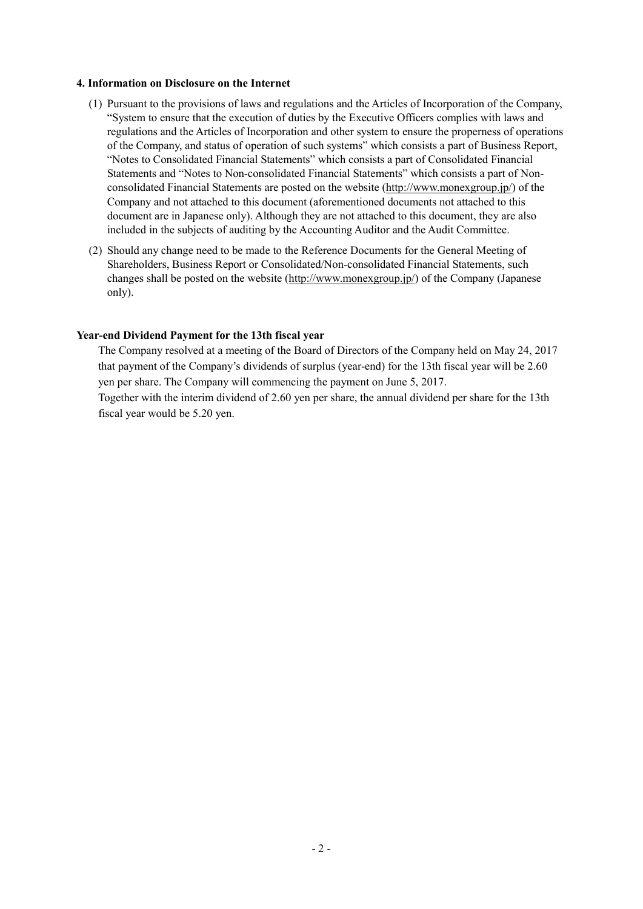**4. Information on Disclosure on the Internet**

(1) Pursuant to the provisions of laws and regulations and the Articles of Incorporation of the Company, "System to ensure that the execution of duties by the Executive Officers complies with laws and regulations and the Articles of Incorporation and other system to ensure the properness of operations of the Company, and status of operation of such systems" which consists a part of Business Report, "Notes to Consolidated Financial Statements" which consists a part of Consolidated Financial Statements and "Notes to Non-consolidated Financial Statements" which consists a part of Non-consolidated Financial Statements are posted on the website (http://www.monexgroup.jp/) of the Company and not attached to this document (aforementioned documents not attached to this document are in Japanese only). Although they are not attached to this document, they are also included in the subjects of auditing by the Accounting Auditor and the Audit Committee.

(2) Should any change need to be made to the Reference Documents for the General Meeting of Shareholders, Business Report or Consolidated/Non-consolidated Financial Statements, such changes shall be posted on the website (http://www.monexgroup.jp/) of the Company (Japanese only).

**Year-end Dividend Payment for the 13th fiscal year**

The Company resolved at a meeting of the Board of Directors of the Company held on May 24, 2017 that payment of the Company's dividends of surplus (year-end) for the 13th fiscal year will be 2.60 yen per share. The Company will commencing the payment on June 5, 2017.

Together with the interim dividend of 2.60 yen per share, the annual dividend per share for the 13th fiscal year would be 5.20 yen.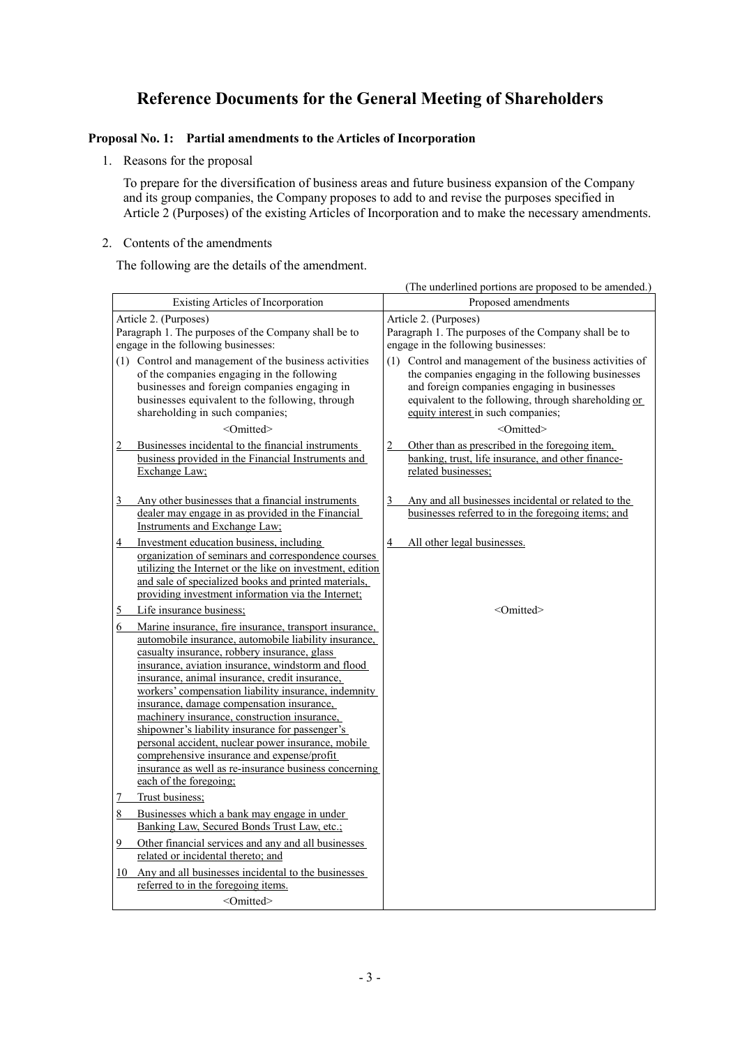# Reference Documents for the General Meeting of Shareholders

## Proposal No. 1: Partial amendments to the Articles of Incorporation

1. Reasons for the proposal

   To prepare for the diversification of business areas and future business expansion of the Company and its group companies, the Company proposes to add to and revise the purposes specified in Article 2 (Purposes) of the existing Articles of Incorporation and to make the necessary amendments.

2. Contents of the amendments

   The following are the details of the amendment.

(The underlined portions are proposed to be amended.)

| Existing Articles of Incorporation | Proposed amendments |
|---|---|
| Article 2. (Purposes)<br>Paragraph 1. The purposes of the Company shall be to engage in the following businesses: | Article 2. (Purposes)<br>Paragraph 1. The purposes of the Company shall be to engage in the following businesses: |
| (1) Control and management of the business activities of the companies engaging in the following businesses and foreign companies engaging in businesses equivalent to the following, through shareholding in such companies;<br><Omitted> | (1) Control and management of the business activities of the companies engaging in the following businesses and foreign companies engaging in businesses equivalent to the following, through shareholding or equity interest in such companies;<br><Omitted> |
| 2 Businesses incidental to the financial instruments business provided in the Financial Instruments and Exchange Law; | 2 Other than as prescribed in the foregoing item, banking, trust, life insurance, and other finance-related businesses; |
| 3 Any other businesses that a financial instruments dealer may engage in as provided in the Financial Instruments and Exchange Law; | 3 Any and all businesses incidental or related to the businesses referred to in the foregoing items; and |
| 4 Investment education business, including organization of seminars and correspondence courses utilizing the Internet or the like on investment, edition and sale of specialized books and printed materials, providing investment information via the Internet; | 4 All other legal businesses. |
| 5 Life insurance business; | <Omitted> |
| 6 Marine insurance, fire insurance, transport insurance, automobile insurance, automobile liability insurance, casualty insurance, robbery insurance, glass insurance, aviation insurance, windstorm and flood insurance, animal insurance, credit insurance, workers' compensation liability insurance, indemnity insurance, damage compensation insurance, machinery insurance, construction insurance, shipowner's liability insurance for passenger's personal accident, nuclear power insurance, mobile comprehensive insurance and expense/profit insurance as well as re-insurance business concerning each of the foregoing; | |
| 7 Trust business; | |
| 8 Businesses which a bank may engage in under Banking Law, Secured Bonds Trust Law, etc.; | |
| 9 Other financial services and any and all businesses related or incidental thereto; and | |
| 10 Any and all businesses incidental to the businesses referred to in the foregoing items.<br><Omitted> | |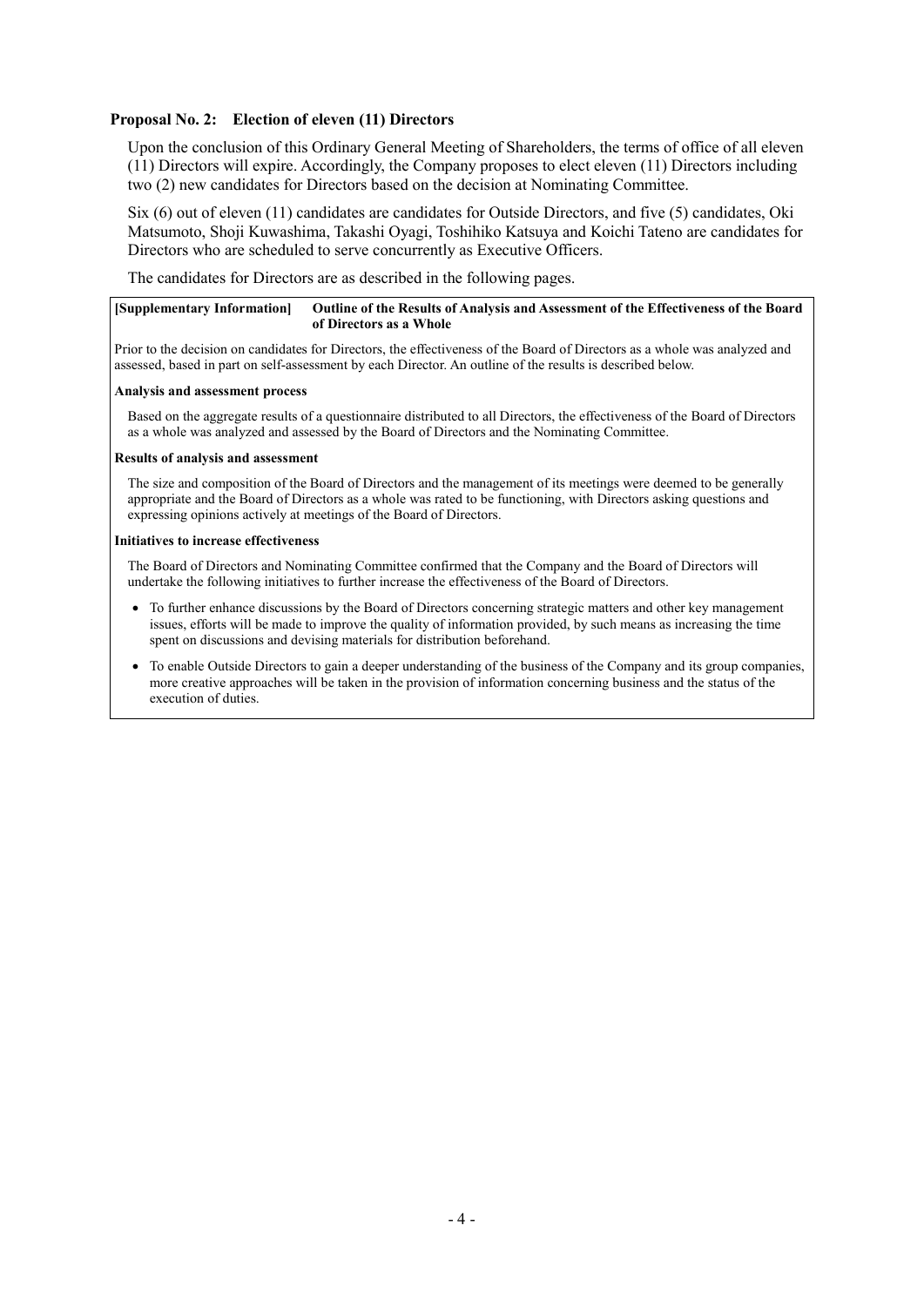## Proposal No. 2: Election of eleven (11) Directors

Upon the conclusion of this Ordinary General Meeting of Shareholders, the terms of office of all eleven (11) Directors will expire. Accordingly, the Company proposes to elect eleven (11) Directors including two (2) new candidates for Directors based on the decision at Nominating Committee.

Six (6) out of eleven (11) candidates are candidates for Outside Directors, and five (5) candidates, Oki Matsumoto, Shoji Kuwashima, Takashi Oyagi, Toshihiko Katsuya and Koichi Tateno are candidates for Directors who are scheduled to serve concurrently as Executive Officers.

The candidates for Directors are as described in the following pages.

**[Supplementary Information] Outline of the Results of Analysis and Assessment of the Effectiveness of the Board of Directors as a Whole**

Prior to the decision on candidates for Directors, the effectiveness of the Board of Directors as a whole was analyzed and assessed, based in part on self-assessment by each Director. An outline of the results is described below.

**Analysis and assessment process**

Based on the aggregate results of a questionnaire distributed to all Directors, the effectiveness of the Board of Directors as a whole was analyzed and assessed by the Board of Directors and the Nominating Committee.

**Results of analysis and assessment**

The size and composition of the Board of Directors and the management of its meetings were deemed to be generally appropriate and the Board of Directors as a whole was rated to be functioning, with Directors asking questions and expressing opinions actively at meetings of the Board of Directors.

**Initiatives to increase effectiveness**

The Board of Directors and Nominating Committee confirmed that the Company and the Board of Directors will undertake the following initiatives to further increase the effectiveness of the Board of Directors.

- To further enhance discussions by the Board of Directors concerning strategic matters and other key management issues, efforts will be made to improve the quality of information provided, by such means as increasing the time spent on discussions and devising materials for distribution beforehand.
- To enable Outside Directors to gain a deeper understanding of the business of the Company and its group companies, more creative approaches will be taken in the provision of information concerning business and the status of the execution of duties.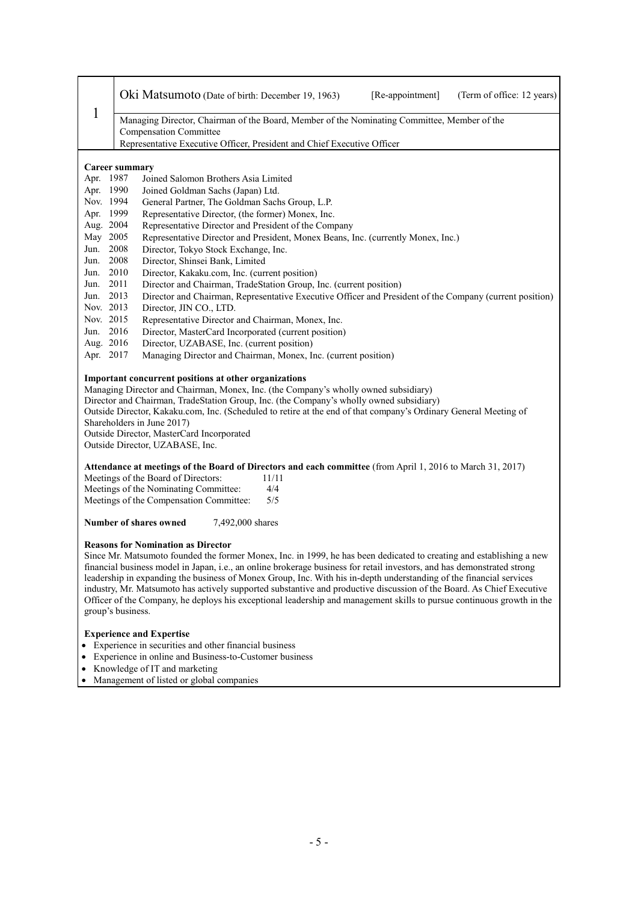| 1 | Oki Matsumoto (Date of birth: December 19, 1963) [Re-appointment] (Term of office: 12 years) |
|---|---|
| | Managing Director, Chairman of the Board, Member of the Nominating Committee, Member of the Compensation Committee<br>Representative Executive Officer, President and Chief Executive Officer |

**Career summary**

| | |
|---|---|
| Apr. 1987 | Joined Salomon Brothers Asia Limited |
| Apr. 1990 | Joined Goldman Sachs (Japan) Ltd. |
| Nov. 1994 | General Partner, The Goldman Sachs Group, L.P. |
| Apr. 1999 | Representative Director, (the former) Monex, Inc. |
| Aug. 2004 | Representative Director and President of the Company |
| May 2005 | Representative Director and President, Monex Beans, Inc. (currently Monex, Inc.) |
| Jun. 2008 | Director, Tokyo Stock Exchange, Inc. |
| Jun. 2008 | Director, Shinsei Bank, Limited |
| Jun. 2010 | Director, Kakaku.com, Inc. (current position) |
| Jun. 2011 | Director and Chairman, TradeStation Group, Inc. (current position) |
| Jun. 2013 | Director and Chairman, Representative Executive Officer and President of the Company (current position) |
| Nov. 2013 | Director, JIN CO., LTD. |
| Nov. 2015 | Representative Director and Chairman, Monex, Inc. |
| Jun. 2016 | Director, MasterCard Incorporated (current position) |
| Aug. 2016 | Director, UZABASE, Inc. (current position) |
| Apr. 2017 | Managing Director and Chairman, Monex, Inc. (current position) |

**Important concurrent positions at other organizations**

Managing Director and Chairman, Monex, Inc. (the Company's wholly owned subsidiary)
Director and Chairman, TradeStation Group, Inc. (the Company's wholly owned subsidiary)
Outside Director, Kakaku.com, Inc. (Scheduled to retire at the end of that company's Ordinary General Meeting of Shareholders in June 2017)
Outside Director, MasterCard Incorporated
Outside Director, UZABASE, Inc.

**Attendance at meetings of the Board of Directors and each committee** (from April 1, 2016 to March 31, 2017)

| | |
|---|---|
| Meetings of the Board of Directors: | 11/11 |
| Meetings of the Nominating Committee: | 4/4 |
| Meetings of the Compensation Committee: | 5/5 |

**Number of shares owned** 7,492,000 shares

**Reasons for Nomination as Director**

Since Mr. Matsumoto founded the former Monex, Inc. in 1999, he has been dedicated to creating and establishing a new financial business model in Japan, i.e., an online brokerage business for retail investors, and has demonstrated strong leadership in expanding the business of Monex Group, Inc. With his in-depth understanding of the financial services industry, Mr. Matsumoto has actively supported substantive and productive discussion of the Board. As Chief Executive Officer of the Company, he deploys his exceptional leadership and management skills to pursue continuous growth in the group's business.

**Experience and Expertise**

- Experience in securities and other financial business
- Experience in online and Business-to-Customer business
- Knowledge of IT and marketing
- Management of listed or global companies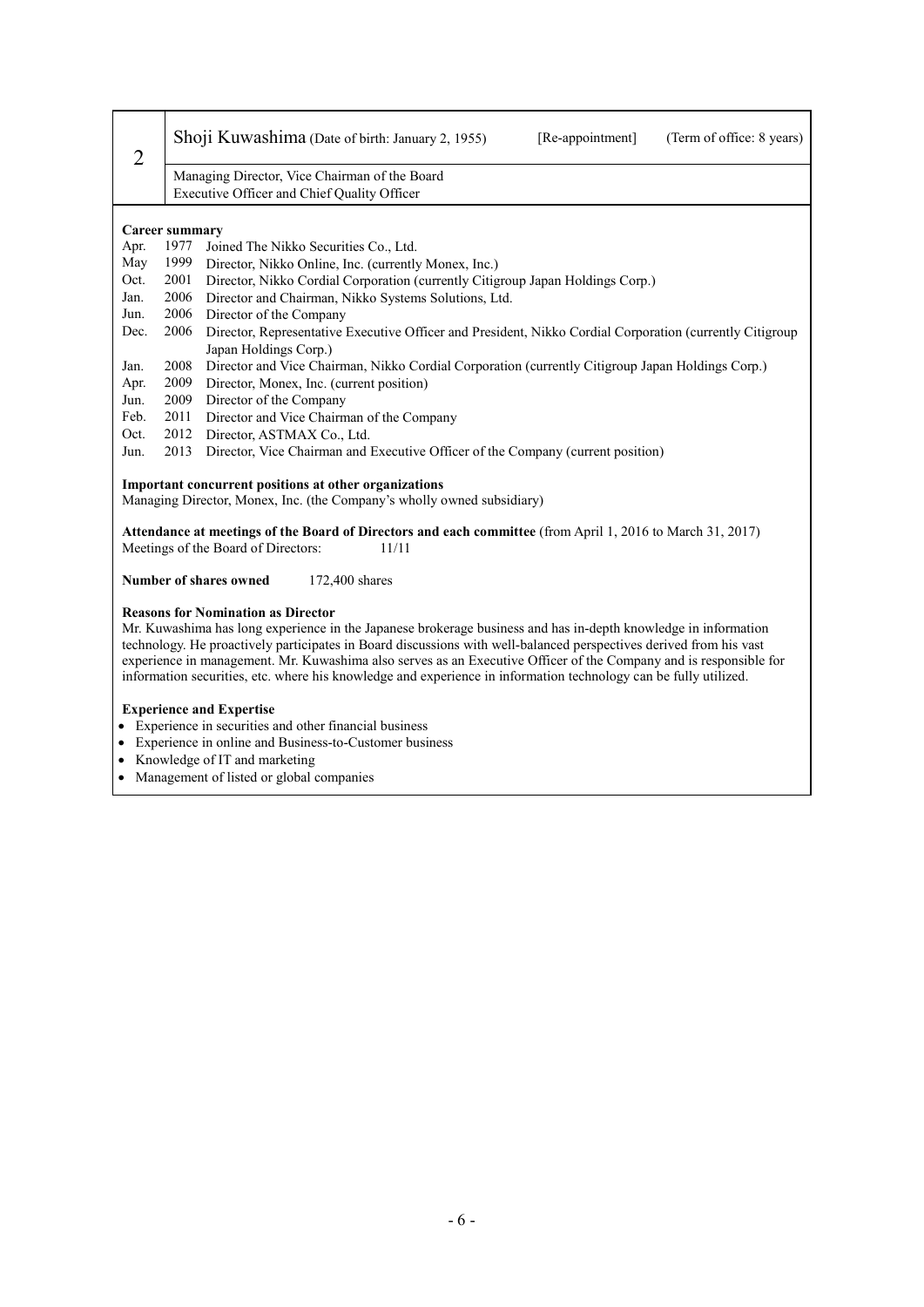| 2 | Shoji Kuwashima (Date of birth: January 2, 1955) [Re-appointment] (Term of office: 8 years) |
|---|---|
| | Managing Director, Vice Chairman of the Board<br>Executive Officer and Chief Quality Officer |

**Career summary**

| | | |
|---|---|---|
| Apr. | 1977 | Joined The Nikko Securities Co., Ltd. |
| May | 1999 | Director, Nikko Online, Inc. (currently Monex, Inc.) |
| Oct. | 2001 | Director, Nikko Cordial Corporation (currently Citigroup Japan Holdings Corp.) |
| Jan. | 2006 | Director and Chairman, Nikko Systems Solutions, Ltd. |
| Jun. | 2006 | Director of the Company |
| Dec. | 2006 | Director, Representative Executive Officer and President, Nikko Cordial Corporation (currently Citigroup Japan Holdings Corp.) |
| Jan. | 2008 | Director and Vice Chairman, Nikko Cordial Corporation (currently Citigroup Japan Holdings Corp.) |
| Apr. | 2009 | Director, Monex, Inc. (current position) |
| Jun. | 2009 | Director of the Company |
| Feb. | 2011 | Director and Vice Chairman of the Company |
| Oct. | 2012 | Director, ASTMAX Co., Ltd. |
| Jun. | 2013 | Director, Vice Chairman and Executive Officer of the Company (current position) |

**Important concurrent positions at other organizations**

Managing Director, Monex, Inc. (the Company's wholly owned subsidiary)

**Attendance at meetings of the Board of Directors and each committee** (from April 1, 2016 to March 31, 2017)

Meetings of the Board of Directors: 11/11

**Number of shares owned** 172,400 shares

**Reasons for Nomination as Director**

Mr. Kuwashima has long experience in the Japanese brokerage business and has in-depth knowledge in information technology. He proactively participates in Board discussions with well-balanced perspectives derived from his vast experience in management. Mr. Kuwashima also serves as an Executive Officer of the Company and is responsible for information securities, etc. where his knowledge and experience in information technology can be fully utilized.

**Experience and Expertise**

- Experience in securities and other financial business
- Experience in online and Business-to-Customer business
- Knowledge of IT and marketing
- Management of listed or global companies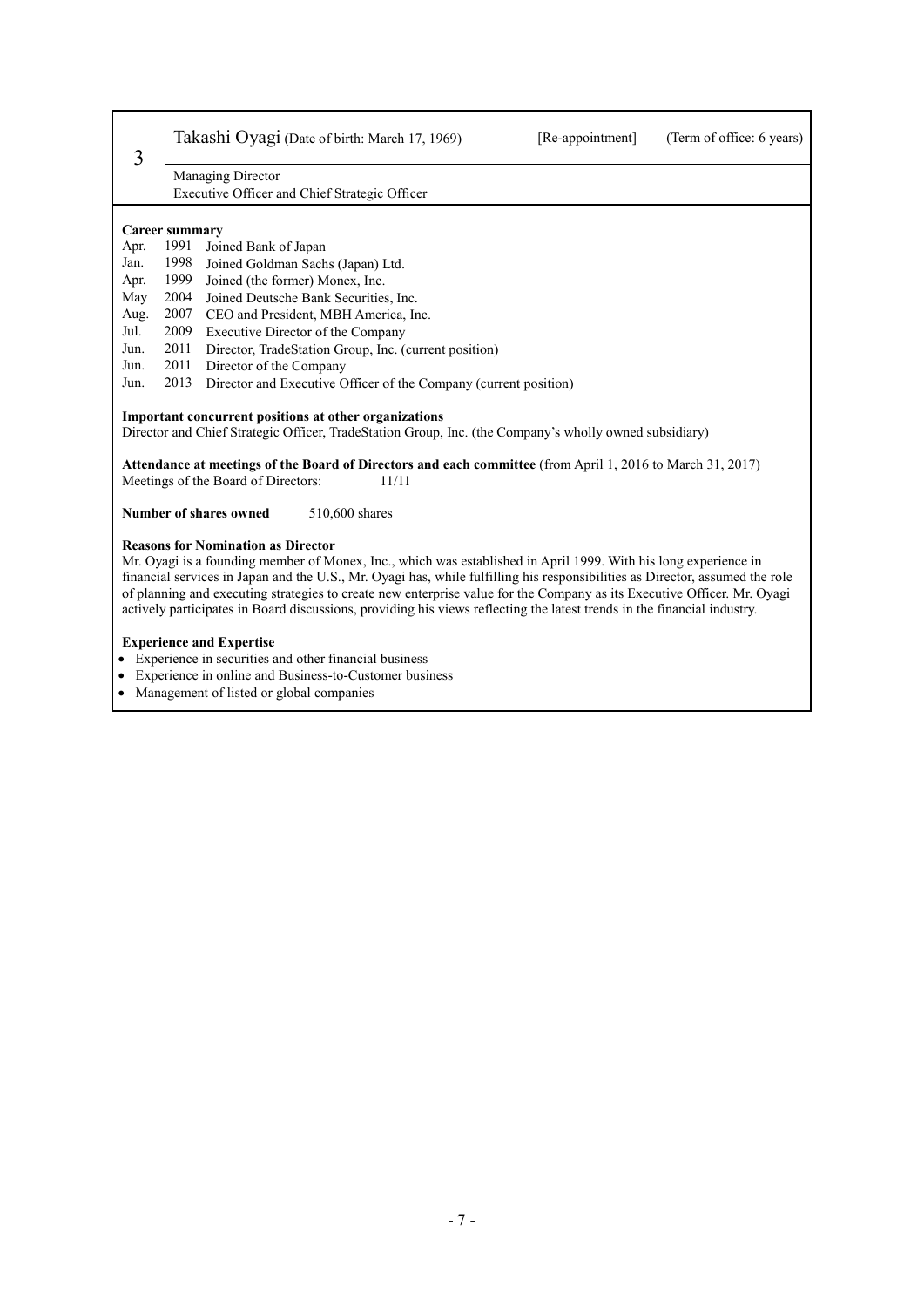| 3 | Takashi Oyagi (Date of birth: March 17, 1969) | [Re-appointment] | (Term of office: 6 years) |
|---|---|---|---|
| | Managing Director<br>Executive Officer and Chief Strategic Officer | | |

**Career summary**

| | | |
|---|---|---|
| Apr. | 1991 | Joined Bank of Japan |
| Jan. | 1998 | Joined Goldman Sachs (Japan) Ltd. |
| Apr. | 1999 | Joined (the former) Monex, Inc. |
| May | 2004 | Joined Deutsche Bank Securities, Inc. |
| Aug. | 2007 | CEO and President, MBH America, Inc. |
| Jul. | 2009 | Executive Director of the Company |
| Jun. | 2011 | Director, TradeStation Group, Inc. (current position) |
| Jun. | 2011 | Director of the Company |
| Jun. | 2013 | Director and Executive Officer of the Company (current position) |

**Important concurrent positions at other organizations**

Director and Chief Strategic Officer, TradeStation Group, Inc. (the Company's wholly owned subsidiary)

**Attendance at meetings of the Board of Directors and each committee** (from April 1, 2016 to March 31, 2017)

Meetings of the Board of Directors: 11/11

**Number of shares owned** 510,600 shares

**Reasons for Nomination as Director**

Mr. Oyagi is a founding member of Monex, Inc., which was established in April 1999. With his long experience in financial services in Japan and the U.S., Mr. Oyagi has, while fulfilling his responsibilities as Director, assumed the role of planning and executing strategies to create new enterprise value for the Company as its Executive Officer. Mr. Oyagi actively participates in Board discussions, providing his views reflecting the latest trends in the financial industry.

**Experience and Expertise**

- Experience in securities and other financial business
- Experience in online and Business-to-Customer business
- Management of listed or global companies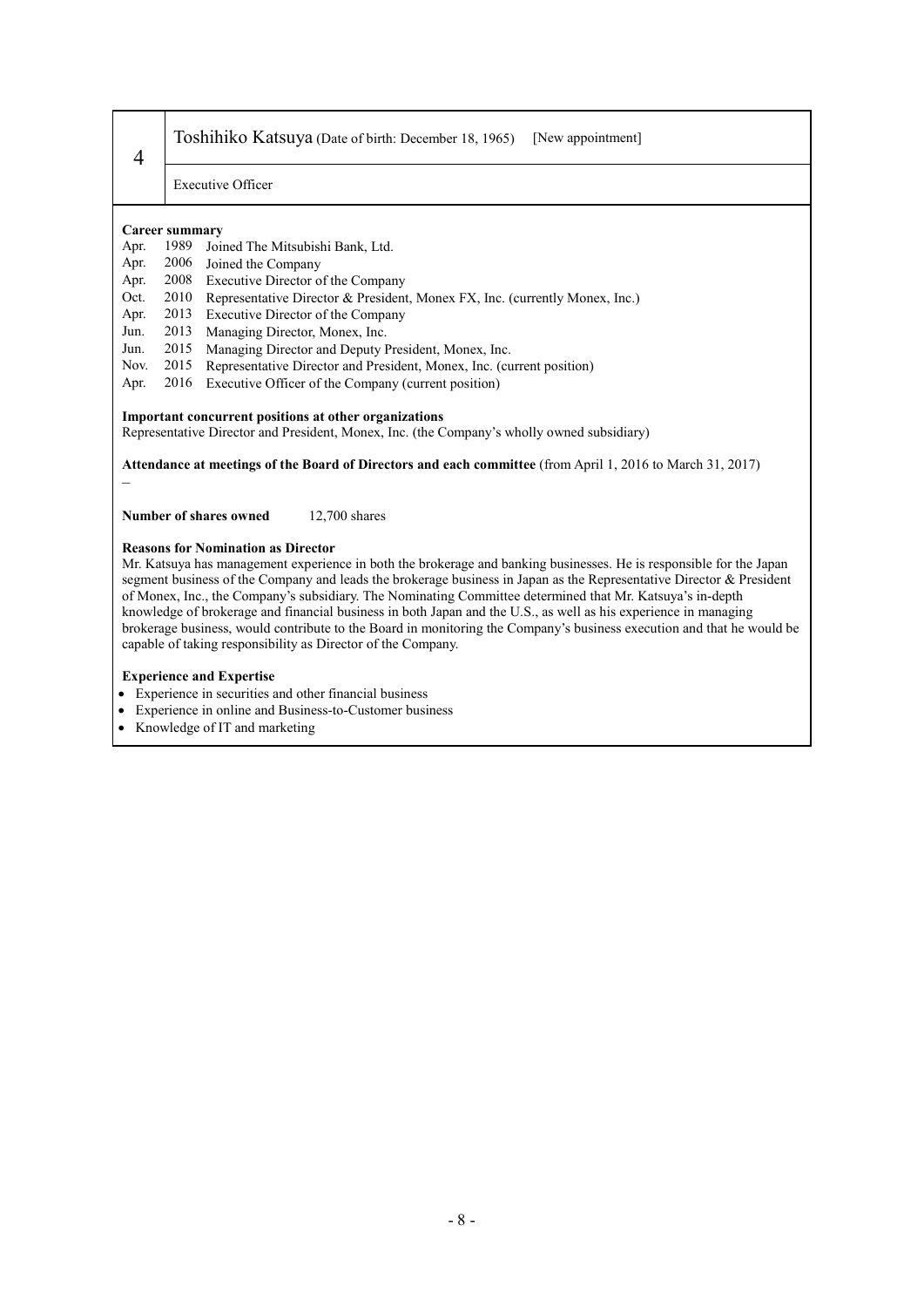| 4 | Toshihiko Katsuya (Date of birth: December 18, 1965) [New appointment] |
|---|---|
| | Executive Officer |

**Career summary**

| | | |
|---|---|---|
| Apr. | 1989 | Joined The Mitsubishi Bank, Ltd. |
| Apr. | 2006 | Joined the Company |
| Apr. | 2008 | Executive Director of the Company |
| Oct. | 2010 | Representative Director & President, Monex FX, Inc. (currently Monex, Inc.) |
| Apr. | 2013 | Executive Director of the Company |
| Jun. | 2013 | Managing Director, Monex, Inc. |
| Jun. | 2015 | Managing Director and Deputy President, Monex, Inc. |
| Nov. | 2015 | Representative Director and President, Monex, Inc. (current position) |
| Apr. | 2016 | Executive Officer of the Company (current position) |

**Important concurrent positions at other organizations**

Representative Director and President, Monex, Inc. (the Company's wholly owned subsidiary)

**Attendance at meetings of the Board of Directors and each committee** (from April 1, 2016 to March 31, 2017)

–

**Number of shares owned** 12,700 shares

**Reasons for Nomination as Director**

Mr. Katsuya has management experience in both the brokerage and banking businesses. He is responsible for the Japan segment business of the Company and leads the brokerage business in Japan as the Representative Director & President of Monex, Inc., the Company's subsidiary. The Nominating Committee determined that Mr. Katsuya's in-depth knowledge of brokerage and financial business in both Japan and the U.S., as well as his experience in managing brokerage business, would contribute to the Board in monitoring the Company's business execution and that he would be capable of taking responsibility as Director of the Company.

**Experience and Expertise**

- Experience in securities and other financial business
- Experience in online and Business-to-Customer business
- Knowledge of IT and marketing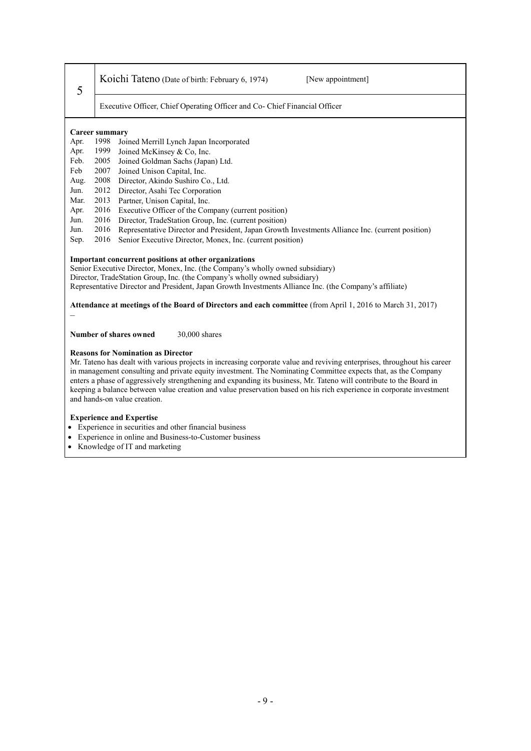| 5 | Koichi Tateno (Date of birth: February 6, 1974) [New appointment] |
|---|---|
| | Executive Officer, Chief Operating Officer and Co- Chief Financial Officer |

**Career summary**

| | | |
|---|---|---|
| Apr. | 1998 | Joined Merrill Lynch Japan Incorporated |
| Apr. | 1999 | Joined McKinsey & Co, Inc. |
| Feb. | 2005 | Joined Goldman Sachs (Japan) Ltd. |
| Feb | 2007 | Joined Unison Capital, Inc. |
| Aug. | 2008 | Director, Akindo Sushiro Co., Ltd. |
| Jun. | 2012 | Director, Asahi Tec Corporation |
| Mar. | 2013 | Partner, Unison Capital, Inc. |
| Apr. | 2016 | Executive Officer of the Company (current position) |
| Jun. | 2016 | Director, TradeStation Group, Inc. (current position) |
| Jun. | 2016 | Representative Director and President, Japan Growth Investments Alliance Inc. (current position) |
| Sep. | 2016 | Senior Executive Director, Monex, Inc. (current position) |

**Important concurrent positions at other organizations**

Senior Executive Director, Monex, Inc. (the Company's wholly owned subsidiary)
Director, TradeStation Group, Inc. (the Company's wholly owned subsidiary)
Representative Director and President, Japan Growth Investments Alliance Inc. (the Company's affiliate)

**Attendance at meetings of the Board of Directors and each committee** (from April 1, 2016 to March 31, 2017)

–

**Number of shares owned** 30,000 shares

**Reasons for Nomination as Director**

Mr. Tateno has dealt with various projects in increasing corporate value and reviving enterprises, throughout his career in management consulting and private equity investment. The Nominating Committee expects that, as the Company enters a phase of aggressively strengthening and expanding its business, Mr. Tateno will contribute to the Board in keeping a balance between value creation and value preservation based on his rich experience in corporate investment and hands-on value creation.

**Experience and Expertise**

- Experience in securities and other financial business
- Experience in online and Business-to-Customer business
- Knowledge of IT and marketing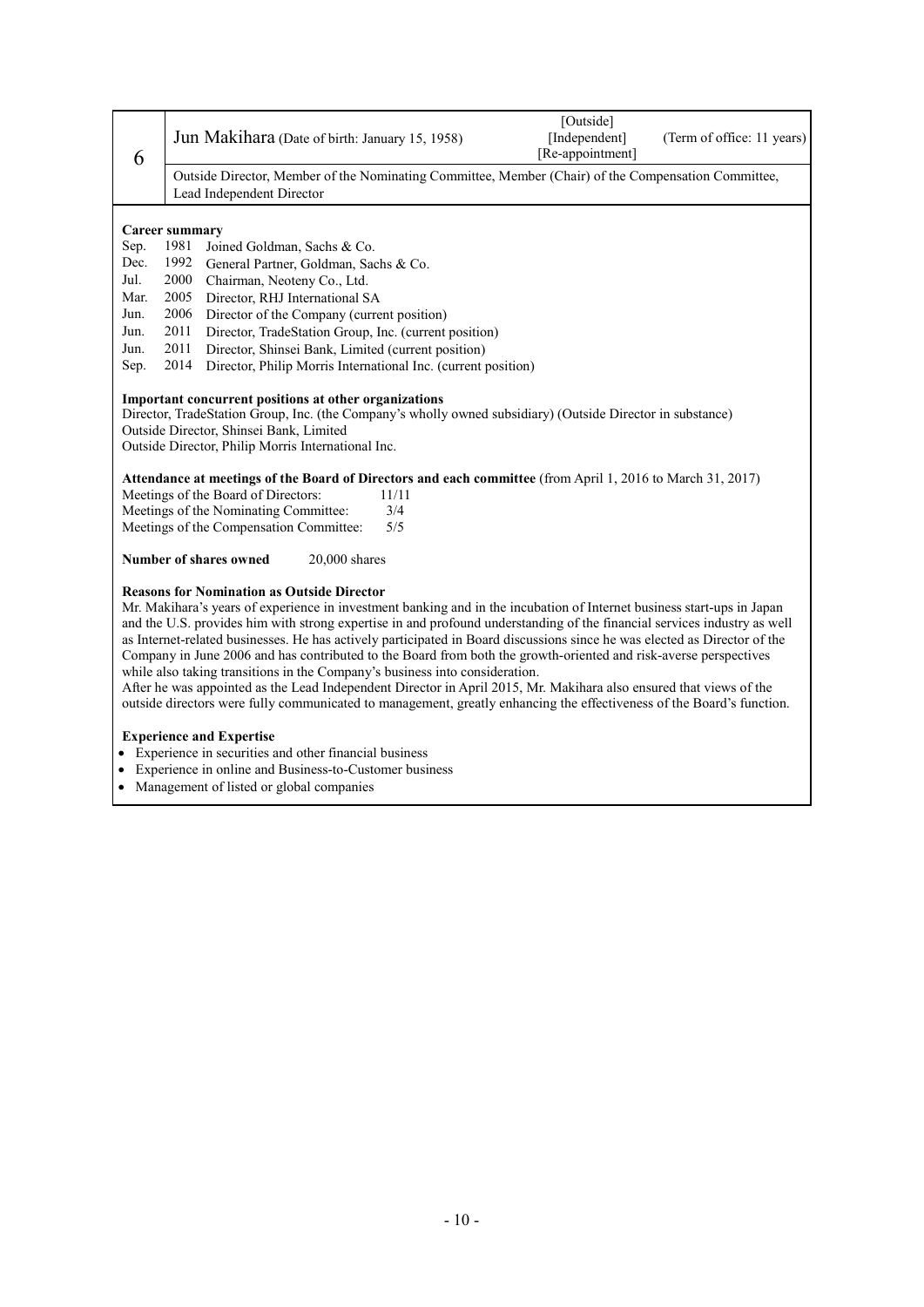| 6 | Jun Makihara (Date of birth: January 15, 1958) | [Outside] [Independent] [Re-appointment] | (Term of office: 11 years) |
|---|---|---|---|
| | Outside Director, Member of the Nominating Committee, Member (Chair) of the Compensation Committee, Lead Independent Director | | |

**Career summary**

| | | |
|---|---|---|
| Sep. | 1981 | Joined Goldman, Sachs & Co. |
| Dec. | 1992 | General Partner, Goldman, Sachs & Co. |
| Jul. | 2000 | Chairman, Neoteny Co., Ltd. |
| Mar. | 2005 | Director, RHJ International SA |
| Jun. | 2006 | Director of the Company (current position) |
| Jun. | 2011 | Director, TradeStation Group, Inc. (current position) |
| Jun. | 2011 | Director, Shinsei Bank, Limited (current position) |
| Sep. | 2014 | Director, Philip Morris International Inc. (current position) |

**Important concurrent positions at other organizations**

Director, TradeStation Group, Inc. (the Company's wholly owned subsidiary) (Outside Director in substance)
Outside Director, Shinsei Bank, Limited
Outside Director, Philip Morris International Inc.

**Attendance at meetings of the Board of Directors and each committee** (from April 1, 2016 to March 31, 2017)

Meetings of the Board of Directors: 11/11
Meetings of the Nominating Committee: 3/4
Meetings of the Compensation Committee: 5/5

**Number of shares owned** 20,000 shares

**Reasons for Nomination as Outside Director**

Mr. Makihara's years of experience in investment banking and in the incubation of Internet business start-ups in Japan and the U.S. provides him with strong expertise in and profound understanding of the financial services industry as well as Internet-related businesses. He has actively participated in Board discussions since he was elected as Director of the Company in June 2006 and has contributed to the Board from both the growth-oriented and risk-averse perspectives while also taking transitions in the Company's business into consideration.

After he was appointed as the Lead Independent Director in April 2015, Mr. Makihara also ensured that views of the outside directors were fully communicated to management, greatly enhancing the effectiveness of the Board's function.

**Experience and Expertise**

- Experience in securities and other financial business
- Experience in online and Business-to-Customer business
- Management of listed or global companies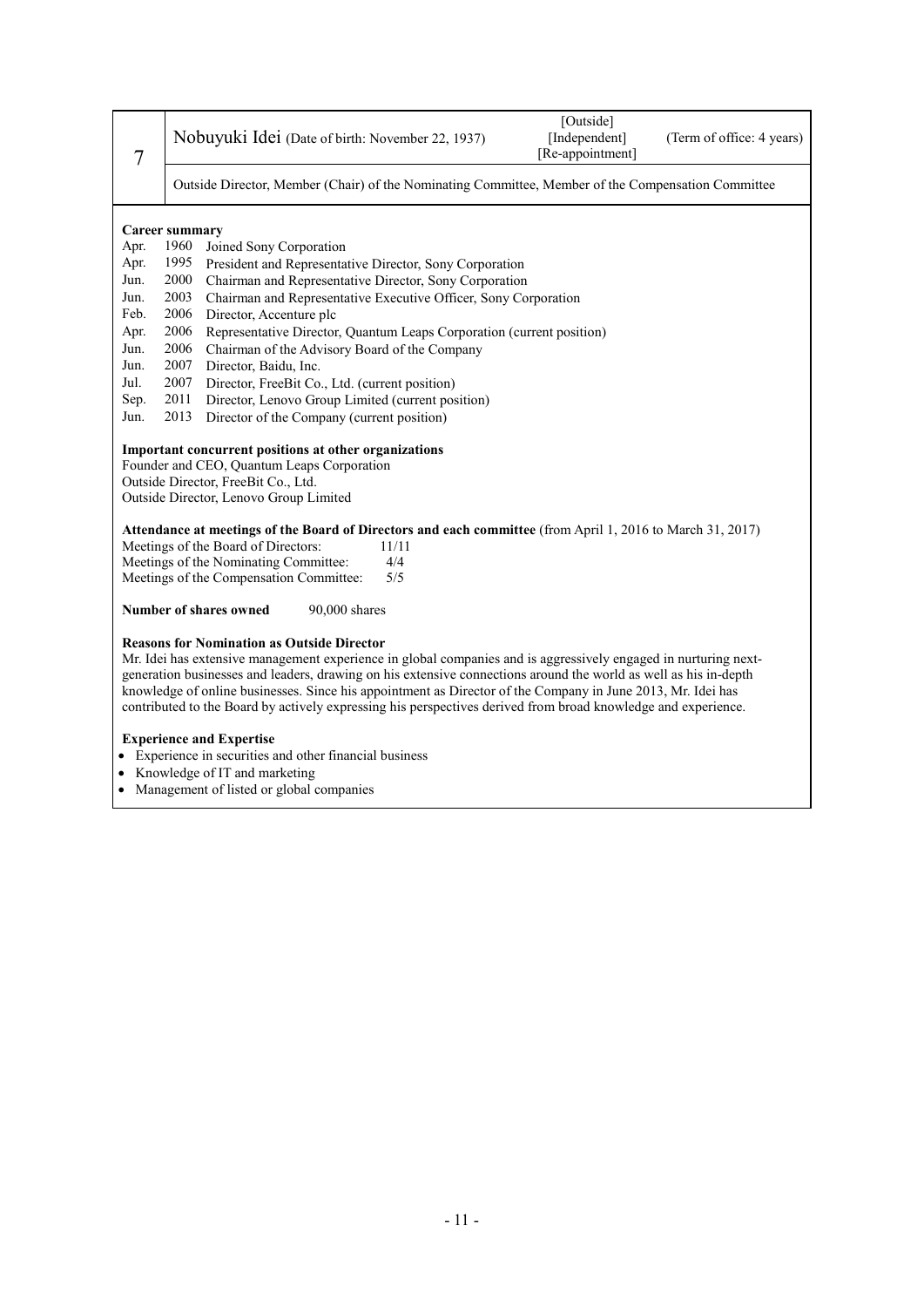| 7 | Nobuyuki Idei (Date of birth: November 22, 1937) | [Outside] [Independent] [Re-appointment] | (Term of office: 4 years) |
|---|---|---|---|
| | Outside Director, Member (Chair) of the Nominating Committee, Member of the Compensation Committee | | |

**Career summary**

| | | |
|---|---|---|
| Apr. | 1960 | Joined Sony Corporation |
| Apr. | 1995 | President and Representative Director, Sony Corporation |
| Jun. | 2000 | Chairman and Representative Director, Sony Corporation |
| Jun. | 2003 | Chairman and Representative Executive Officer, Sony Corporation |
| Feb. | 2006 | Director, Accenture plc |
| Apr. | 2006 | Representative Director, Quantum Leaps Corporation (current position) |
| Jun. | 2006 | Chairman of the Advisory Board of the Company |
| Jun. | 2007 | Director, Baidu, Inc. |
| Jul. | 2007 | Director, FreeBit Co., Ltd. (current position) |
| Sep. | 2011 | Director, Lenovo Group Limited (current position) |
| Jun. | 2013 | Director of the Company (current position) |

**Important concurrent positions at other organizations**

Founder and CEO, Quantum Leaps Corporation
Outside Director, FreeBit Co., Ltd.
Outside Director, Lenovo Group Limited

**Attendance at meetings of the Board of Directors and each committee** (from April 1, 2016 to March 31, 2017)

Meetings of the Board of Directors: 11/11
Meetings of the Nominating Committee: 4/4
Meetings of the Compensation Committee: 5/5

**Number of shares owned** 90,000 shares

**Reasons for Nomination as Outside Director**

Mr. Idei has extensive management experience in global companies and is aggressively engaged in nurturing next-generation businesses and leaders, drawing on his extensive connections around the world as well as his in-depth knowledge of online businesses. Since his appointment as Director of the Company in June 2013, Mr. Idei has contributed to the Board by actively expressing his perspectives derived from broad knowledge and experience.

**Experience and Expertise**

- Experience in securities and other financial business
- Knowledge of IT and marketing
- Management of listed or global companies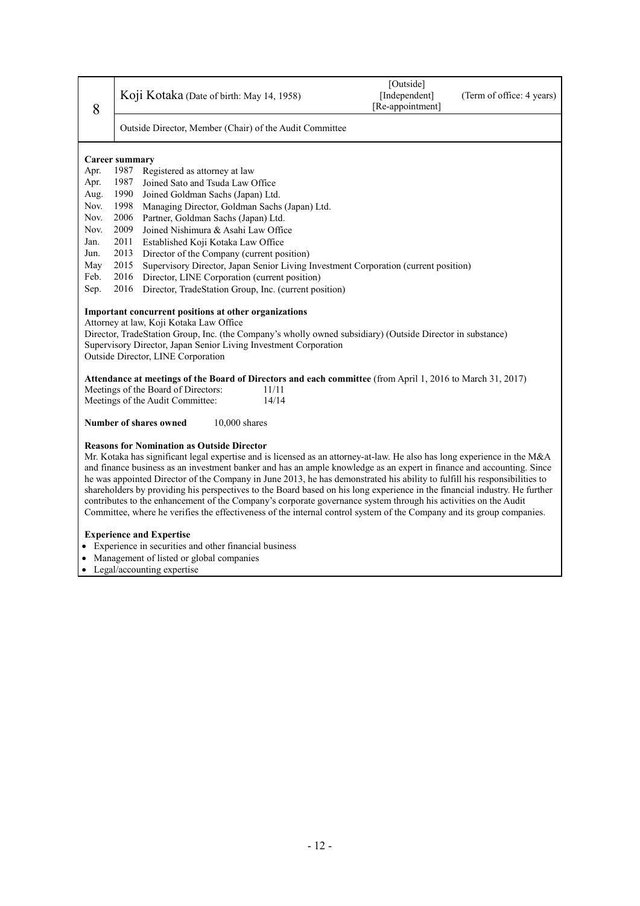| 8 | Koji Kotaka (Date of birth: May 14, 1958) | [Outside] [Independent] [Re-appointment] | (Term of office: 4 years) |
|---|---|---|---|
| | Outside Director, Member (Chair) of the Audit Committee | | |

**Career summary**

| | | |
|---|---|---|
| Apr. | 1987 | Registered as attorney at law |
| Apr. | 1987 | Joined Sato and Tsuda Law Office |
| Aug. | 1990 | Joined Goldman Sachs (Japan) Ltd. |
| Nov. | 1998 | Managing Director, Goldman Sachs (Japan) Ltd. |
| Nov. | 2006 | Partner, Goldman Sachs (Japan) Ltd. |
| Nov. | 2009 | Joined Nishimura & Asahi Law Office |
| Jan. | 2011 | Established Koji Kotaka Law Office |
| Jun. | 2013 | Director of the Company (current position) |
| May | 2015 | Supervisory Director, Japan Senior Living Investment Corporation (current position) |
| Feb. | 2016 | Director, LINE Corporation (current position) |
| Sep. | 2016 | Director, TradeStation Group, Inc. (current position) |

**Important concurrent positions at other organizations**

Attorney at law, Koji Kotaka Law Office
Director, TradeStation Group, Inc. (the Company's wholly owned subsidiary) (Outside Director in substance)
Supervisory Director, Japan Senior Living Investment Corporation
Outside Director, LINE Corporation

**Attendance at meetings of the Board of Directors and each committee** (from April 1, 2016 to March 31, 2017)

Meetings of the Board of Directors: 11/11
Meetings of the Audit Committee: 14/14

**Number of shares owned** 10,000 shares

**Reasons for Nomination as Outside Director**

Mr. Kotaka has significant legal expertise and is licensed as an attorney-at-law. He also has long experience in the M&A and finance business as an investment banker and has an ample knowledge as an expert in finance and accounting. Since he was appointed Director of the Company in June 2013, he has demonstrated his ability to fulfill his responsibilities to shareholders by providing his perspectives to the Board based on his long experience in the financial industry. He further contributes to the enhancement of the Company's corporate governance system through his activities on the Audit Committee, where he verifies the effectiveness of the internal control system of the Company and its group companies.

**Experience and Expertise**

- Experience in securities and other financial business
- Management of listed or global companies
- Legal/accounting expertise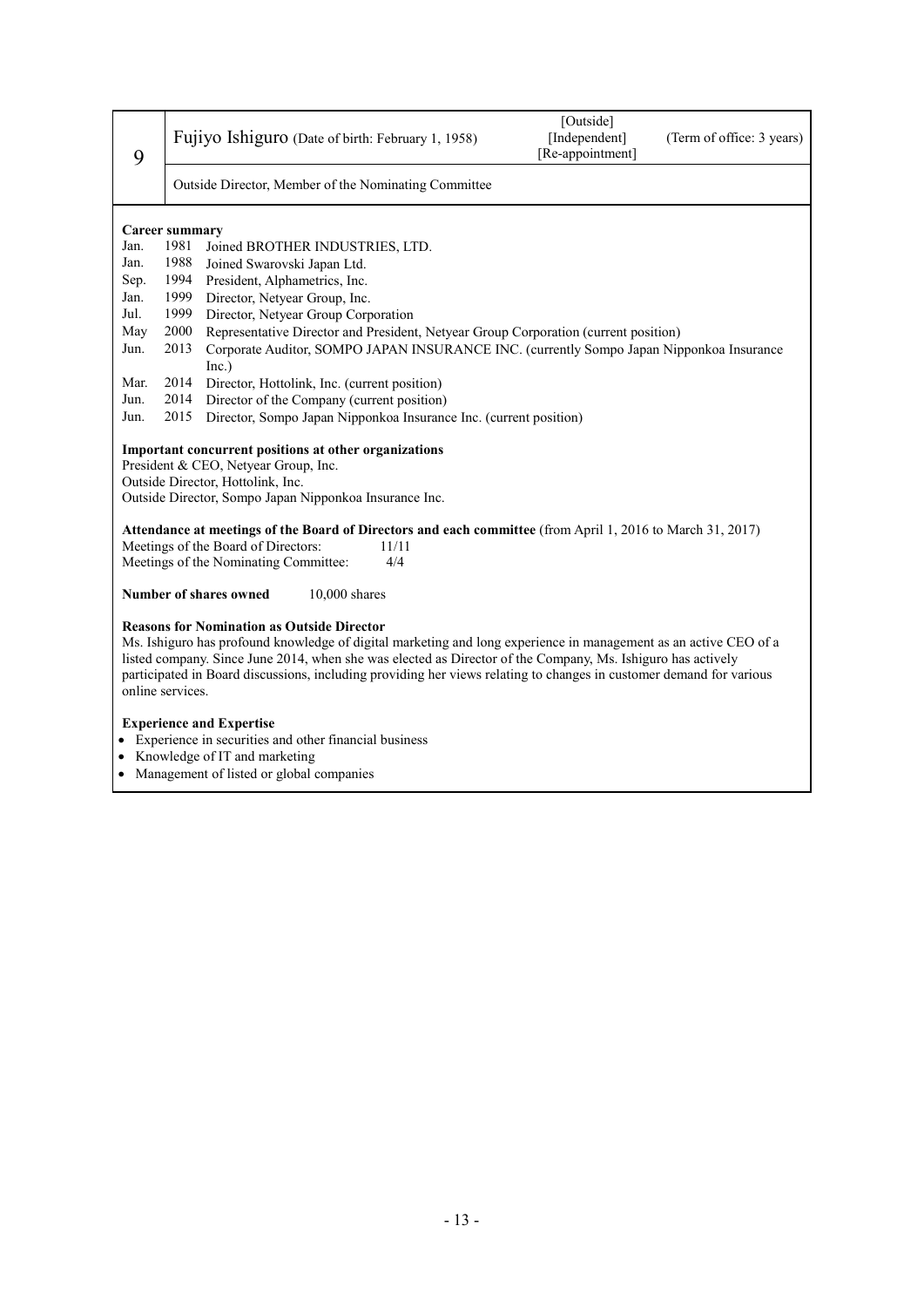| 9 | Fujiyo Ishiguro (Date of birth: February 1, 1958) | [Outside] [Independent] [Re-appointment] | (Term of office: 3 years) |
|---|---|---|---|
| | Outside Director, Member of the Nominating Committee | | |

**Career summary**

| | | |
|---|---|---|
| Jan. | 1981 | Joined BROTHER INDUSTRIES, LTD. |
| Jan. | 1988 | Joined Swarovski Japan Ltd. |
| Sep. | 1994 | President, Alphametrics, Inc. |
| Jan. | 1999 | Director, Netyear Group, Inc. |
| Jul. | 1999 | Director, Netyear Group Corporation |
| May | 2000 | Representative Director and President, Netyear Group Corporation (current position) |
| Jun. | 2013 | Corporate Auditor, SOMPO JAPAN INSURANCE INC. (currently Sompo Japan Nipponkoa Insurance Inc.) |
| Mar. | 2014 | Director, Hottolink, Inc. (current position) |
| Jun. | 2014 | Director of the Company (current position) |
| Jun. | 2015 | Director, Sompo Japan Nipponkoa Insurance Inc. (current position) |

**Important concurrent positions at other organizations**

President & CEO, Netyear Group, Inc.
Outside Director, Hottolink, Inc.
Outside Director, Sompo Japan Nipponkoa Insurance Inc.

**Attendance at meetings of the Board of Directors and each committee** (from April 1, 2016 to March 31, 2017)

Meetings of the Board of Directors: 11/11
Meetings of the Nominating Committee: 4/4

**Number of shares owned** 10,000 shares

**Reasons for Nomination as Outside Director**

Ms. Ishiguro has profound knowledge of digital marketing and long experience in management as an active CEO of a listed company. Since June 2014, when she was elected as Director of the Company, Ms. Ishiguro has actively participated in Board discussions, including providing her views relating to changes in customer demand for various online services.

**Experience and Expertise**

- Experience in securities and other financial business
- Knowledge of IT and marketing
- Management of listed or global companies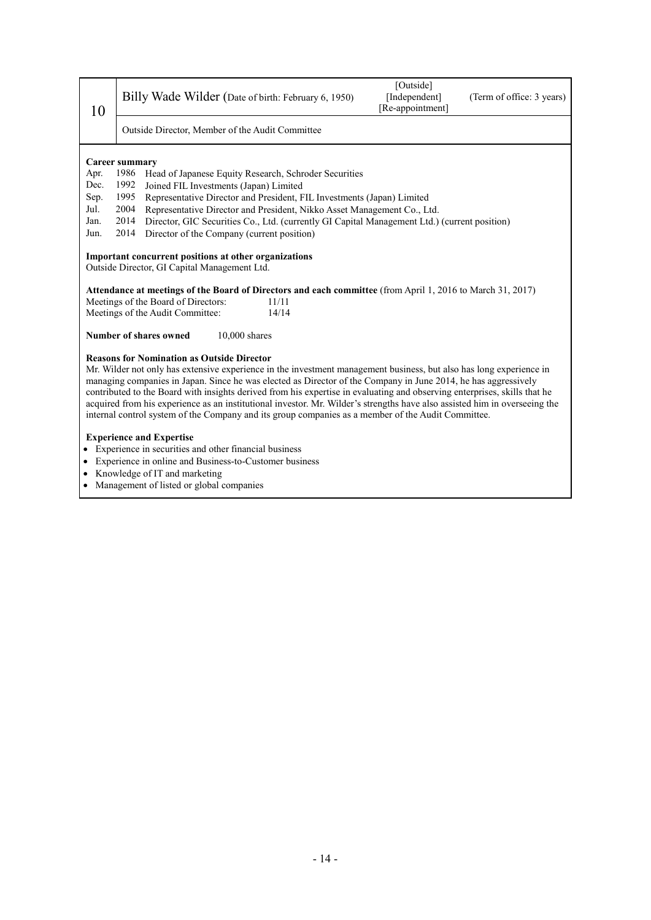| 10 | Billy Wade Wilder (Date of birth: February 6, 1950) | [Outside] [Independent] [Re-appointment] | (Term of office: 3 years) |
|---|---|---|---|
| | Outside Director, Member of the Audit Committee | | |

**Career summary**

| | | |
|---|---|---|
| Apr. | 1986 | Head of Japanese Equity Research, Schroder Securities |
| Dec. | 1992 | Joined FIL Investments (Japan) Limited |
| Sep. | 1995 | Representative Director and President, FIL Investments (Japan) Limited |
| Jul. | 2004 | Representative Director and President, Nikko Asset Management Co., Ltd. |
| Jan. | 2014 | Director, GIC Securities Co., Ltd. (currently GI Capital Management Ltd.) (current position) |
| Jun. | 2014 | Director of the Company (current position) |

**Important concurrent positions at other organizations**

Outside Director, GI Capital Management Ltd.

**Attendance at meetings of the Board of Directors and each committee** (from April 1, 2016 to March 31, 2017)

Meetings of the Board of Directors: 11/11
Meetings of the Audit Committee: 14/14

**Number of shares owned** 10,000 shares

**Reasons for Nomination as Outside Director**

Mr. Wilder not only has extensive experience in the investment management business, but also has long experience in managing companies in Japan. Since he was elected as Director of the Company in June 2014, he has aggressively contributed to the Board with insights derived from his expertise in evaluating and observing enterprises, skills that he acquired from his experience as an institutional investor. Mr. Wilder's strengths have also assisted him in overseeing the internal control system of the Company and its group companies as a member of the Audit Committee.

**Experience and Expertise**

- Experience in securities and other financial business
- Experience in online and Business-to-Customer business
- Knowledge of IT and marketing
- Management of listed or global companies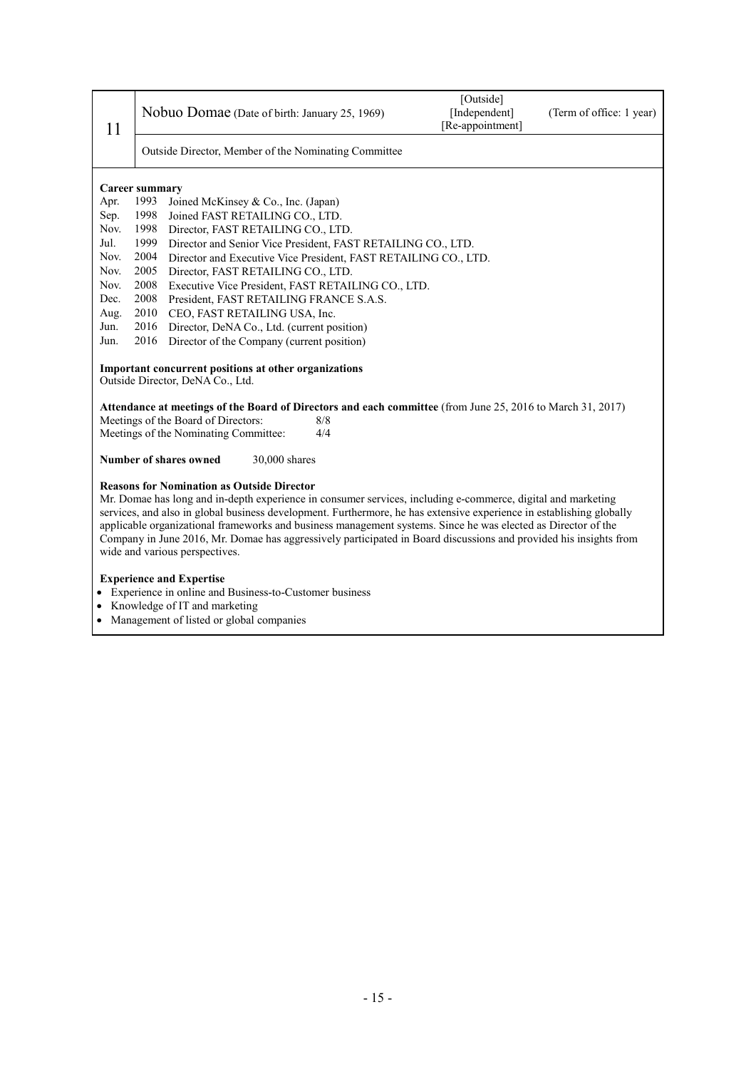| 11 | Nobuo Domae (Date of birth: January 25, 1969) | [Outside] [Independent] [Re-appointment] | (Term of office: 1 year) |
|---|---|---|---|
| | Outside Director, Member of the Nominating Committee | | |

**Career summary**

| | | |
|---|---|---|
| Apr. | 1993 | Joined McKinsey & Co., Inc. (Japan) |
| Sep. | 1998 | Joined FAST RETAILING CO., LTD. |
| Nov. | 1998 | Director, FAST RETAILING CO., LTD. |
| Jul. | 1999 | Director and Senior Vice President, FAST RETAILING CO., LTD. |
| Nov. | 2004 | Director and Executive Vice President, FAST RETAILING CO., LTD. |
| Nov. | 2005 | Director, FAST RETAILING CO., LTD. |
| Nov. | 2008 | Executive Vice President, FAST RETAILING CO., LTD. |
| Dec. | 2008 | President, FAST RETAILING FRANCE S.A.S. |
| Aug. | 2010 | CEO, FAST RETAILING USA, Inc. |
| Jun. | 2016 | Director, DeNA Co., Ltd. (current position) |
| Jun. | 2016 | Director of the Company (current position) |

**Important concurrent positions at other organizations**

Outside Director, DeNA Co., Ltd.

**Attendance at meetings of the Board of Directors and each committee** (from June 25, 2016 to March 31, 2017)

Meetings of the Board of Directors: 8/8
Meetings of the Nominating Committee: 4/4

**Number of shares owned** 30,000 shares

**Reasons for Nomination as Outside Director**

Mr. Domae has long and in-depth experience in consumer services, including e-commerce, digital and marketing services, and also in global business development. Furthermore, he has extensive experience in establishing globally applicable organizational frameworks and business management systems. Since he was elected as Director of the Company in June 2016, Mr. Domae has aggressively participated in Board discussions and provided his insights from wide and various perspectives.

**Experience and Expertise**

- Experience in online and Business-to-Customer business
- Knowledge of IT and marketing
- Management of listed or global companies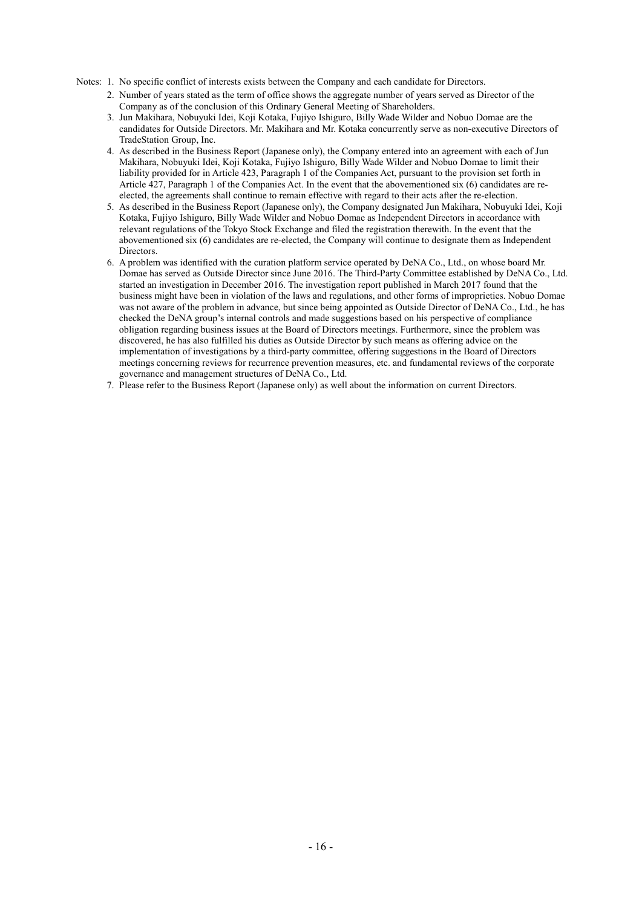Notes: 1. No specific conflict of interests exists between the Company and each candidate for Directors.

2. Number of years stated as the term of office shows the aggregate number of years served as Director of the Company as of the conclusion of this Ordinary General Meeting of Shareholders.

3. Jun Makihara, Nobuyuki Idei, Koji Kotaka, Fujiyo Ishiguro, Billy Wade Wilder and Nobuo Domae are the candidates for Outside Directors. Mr. Makihara and Mr. Kotaka concurrently serve as non-executive Directors of TradeStation Group, Inc.

4. As described in the Business Report (Japanese only), the Company entered into an agreement with each of Jun Makihara, Nobuyuki Idei, Koji Kotaka, Fujiyo Ishiguro, Billy Wade Wilder and Nobuo Domae to limit their liability provided for in Article 423, Paragraph 1 of the Companies Act, pursuant to the provision set forth in Article 427, Paragraph 1 of the Companies Act. In the event that the abovementioned six (6) candidates are re-elected, the agreements shall continue to remain effective with regard to their acts after the re-election.

5. As described in the Business Report (Japanese only), the Company designated Jun Makihara, Nobuyuki Idei, Koji Kotaka, Fujiyo Ishiguro, Billy Wade Wilder and Nobuo Domae as Independent Directors in accordance with relevant regulations of the Tokyo Stock Exchange and filed the registration therewith. In the event that the abovementioned six (6) candidates are re-elected, the Company will continue to designate them as Independent Directors.

6. A problem was identified with the curation platform service operated by DeNA Co., Ltd., on whose board Mr. Domae has served as Outside Director since June 2016. The Third-Party Committee established by DeNA Co., Ltd. started an investigation in December 2016. The investigation report published in March 2017 found that the business might have been in violation of the laws and regulations, and other forms of improprieties. Nobuo Domae was not aware of the problem in advance, but since being appointed as Outside Director of DeNA Co., Ltd., he has checked the DeNA group's internal controls and made suggestions based on his perspective of compliance obligation regarding business issues at the Board of Directors meetings. Furthermore, since the problem was discovered, he has also fulfilled his duties as Outside Director by such means as offering advice on the implementation of investigations by a third-party committee, offering suggestions in the Board of Directors meetings concerning reviews for recurrence prevention measures, etc. and fundamental reviews of the corporate governance and management structures of DeNA Co., Ltd.

7. Please refer to the Business Report (Japanese only) as well about the information on current Directors.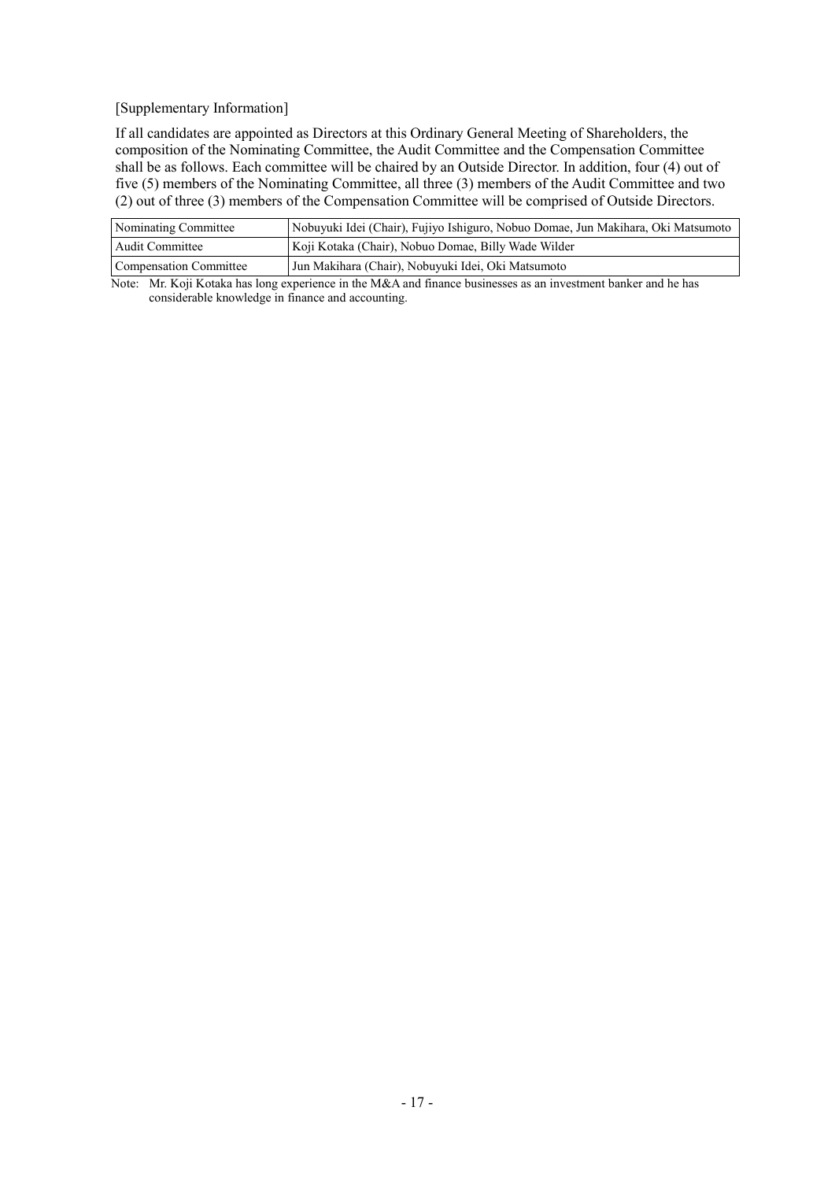[Supplementary Information]

If all candidates are appointed as Directors at this Ordinary General Meeting of Shareholders, the composition of the Nominating Committee, the Audit Committee and the Compensation Committee shall be as follows. Each committee will be chaired by an Outside Director. In addition, four (4) out of five (5) members of the Nominating Committee, all three (3) members of the Audit Committee and two (2) out of three (3) members of the Compensation Committee will be comprised of Outside Directors.

| | |
|---|---|
| Nominating Committee | Nobuyuki Idei (Chair), Fujiyo Ishiguro, Nobuo Domae, Jun Makihara, Oki Matsumoto |
| Audit Committee | Koji Kotaka (Chair), Nobuo Domae, Billy Wade Wilder |
| Compensation Committee | Jun Makihara (Chair), Nobuyuki Idei, Oki Matsumoto |

Note: Mr. Koji Kotaka has long experience in the M&A and finance businesses as an investment banker and he has considerable knowledge in finance and accounting.